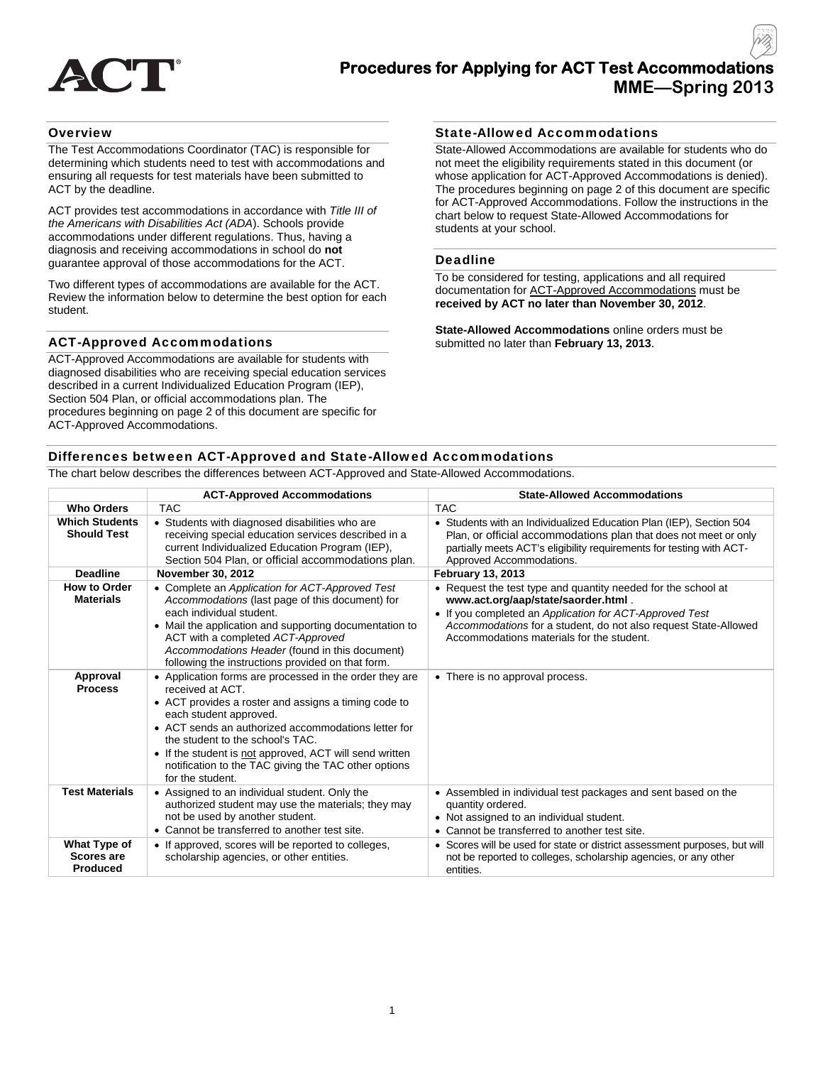# Procedures for Applying for ACT Test Accommodations
## MME—Spring 2013

### Overview

The Test Accommodations Coordinator (TAC) is responsible for determining which students need to test with accommodations and ensuring all requests for test materials have been submitted to ACT by the deadline.

ACT provides test accommodations in accordance with *Title III of the Americans with Disabilities Act (ADA*). Schools provide accommodations under different regulations. Thus, having a diagnosis and receiving accommodations in school do **not** guarantee approval of those accommodations for the ACT.

Two different types of accommodations are available for the ACT. Review the information below to determine the best option for each student.

### ACT-Approved Accommodations

ACT-Approved Accommodations are available for students with diagnosed disabilities who are receiving special education services described in a current Individualized Education Program (IEP), Section 504 Plan, or official accommodations plan. The procedures beginning on page 2 of this document are specific for ACT-Approved Accommodations.

### State-Allowed Accommodations

State-Allowed Accommodations are available for students who do not meet the eligibility requirements stated in this document (or whose application for ACT-Approved Accommodations is denied). The procedures beginning on page 2 of this document are specific for ACT-Approved Accommodations. Follow the instructions in the chart below to request State-Allowed Accommodations for students at your school.

### Deadline

To be considered for testing, applications and all required documentation for ACT-Approved Accommodations must be **received by ACT no later than November 30, 2012**.

**State-Allowed Accommodations** online orders must be submitted no later than **February 13, 2013**.

### Differences between ACT-Approved and State-Allowed Accommodations

The chart below describes the differences between ACT-Approved and State-Allowed Accommodations.

| | ACT-Approved Accommodations | State-Allowed Accommodations |
|---|---|---|
| **Who Orders** | TAC | TAC |
| **Which Students Should Test** | • Students with diagnosed disabilities who are receiving special education services described in a current Individualized Education Program (IEP), Section 504 Plan, or official accommodations plan. | • Students with an Individualized Education Plan (IEP), Section 504 Plan, or official accommodations plan that does not meet or only partially meets ACT's eligibility requirements for testing with ACT-Approved Accommodations. |
| **Deadline** | **November 30, 2012** | **February 13, 2013** |
| **How to Order Materials** | • Complete an *Application for ACT-Approved Test Accommodations* (last page of this document) for each individual student.<br>• Mail the application and supporting documentation to ACT with a completed *ACT-Approved Accommodations Header* (found in this document) following the instructions provided on that form. | • Request the test type and quantity needed for the school at **www.act.org/aap/state/saorder.html** .<br>• If you completed an *Application for ACT-Approved Test Accommodations* for a student, do not also request State-Allowed Accommodations materials for the student. |
| **Approval Process** | • Application forms are processed in the order they are received at ACT.<br>• ACT provides a roster and assigns a timing code to each student approved.<br>• ACT sends an authorized accommodations letter for the student to the school's TAC.<br>• If the student is not approved, ACT will send written notification to the TAC giving the TAC other options for the student. | • There is no approval process. |
| **Test Materials** | • Assigned to an individual student. Only the authorized student may use the materials; they may not be used by another student.<br>• Cannot be transferred to another test site. | • Assembled in individual test packages and sent based on the quantity ordered.<br>• Not assigned to an individual student.<br>• Cannot be transferred to another test site. |
| **What Type of Scores are Produced** | • If approved, scores will be reported to colleges, scholarship agencies, or other entities. | • Scores will be used for state or district assessment purposes, but will not be reported to colleges, scholarship agencies, or any other entities. |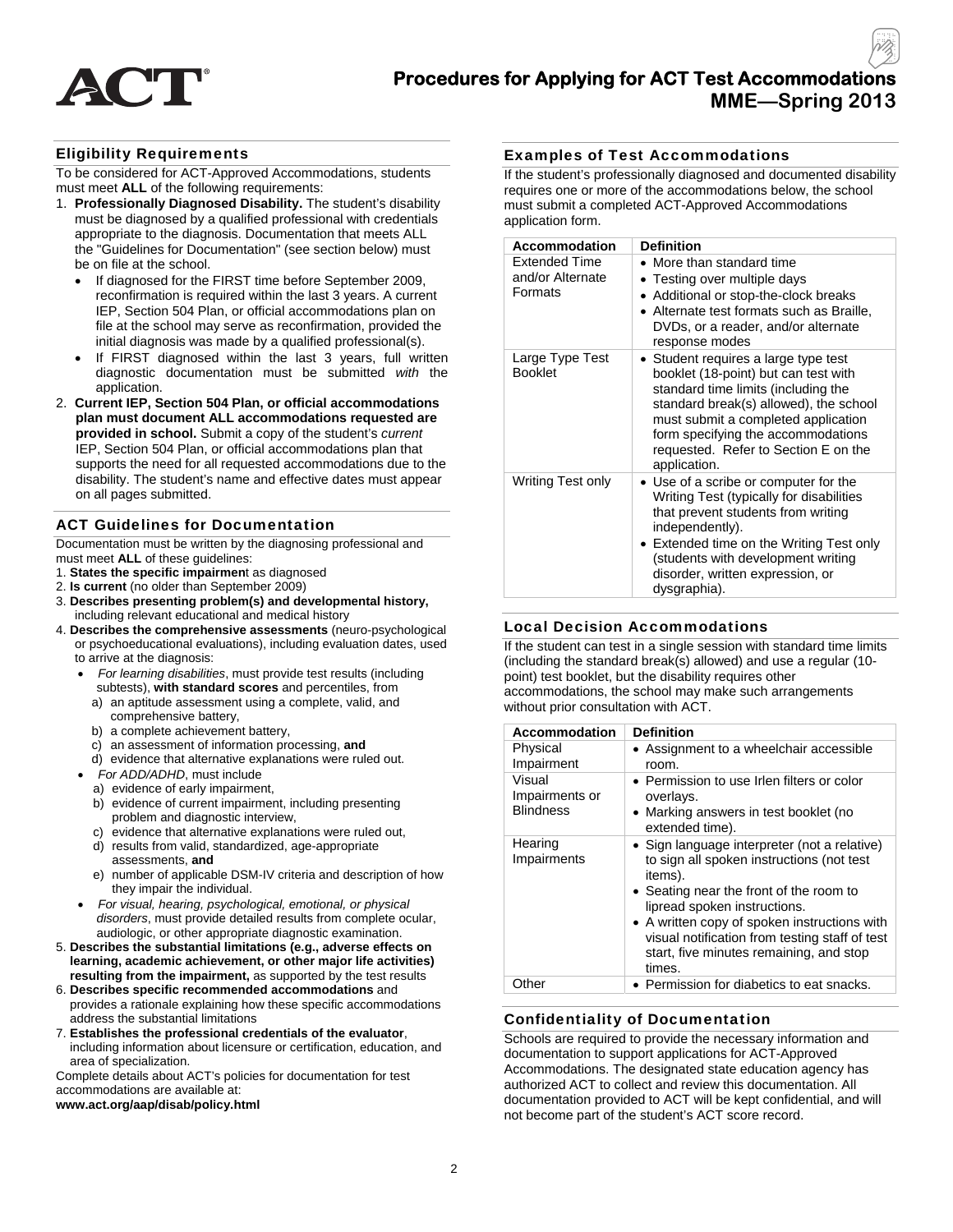# Procedures for Applying for ACT Test Accommodations
## MME—Spring 2013

### Eligibility Requirements

To be considered for ACT-Approved Accommodations, students must meet **ALL** of the following requirements:

1. **Professionally Diagnosed Disability.** The student's disability must be diagnosed by a qualified professional with credentials appropriate to the diagnosis. Documentation that meets ALL the "Guidelines for Documentation" (see section below) must be on file at the school.
   - If diagnosed for the FIRST time before September 2009, reconfirmation is required within the last 3 years. A current IEP, Section 504 Plan, or official accommodations plan on file at the school may serve as reconfirmation, provided the initial diagnosis was made by a qualified professional(s).
   - If FIRST diagnosed within the last 3 years, full written diagnostic documentation must be submitted *with* the application.
2. **Current IEP, Section 504 Plan, or official accommodations plan must document ALL accommodations requested are provided in school.** Submit a copy of the student's *current* IEP, Section 504 Plan, or official accommodations plan that supports the need for all requested accommodations due to the disability. The student's name and effective dates must appear on all pages submitted.

### ACT Guidelines for Documentation

Documentation must be written by the diagnosing professional and must meet **ALL** of these guidelines:

1. **States the specific impairmen**t as diagnosed
2. **Is current** (no older than September 2009)
3. **Describes presenting problem(s) and developmental history,** including relevant educational and medical history
4. **Describes the comprehensive assessments** (neuro-psychological or psychoeducational evaluations), including evaluation dates, used to arrive at the diagnosis:
   - *For learning disabilities*, must provide test results (including subtests), **with standard scores** and percentiles, from
     a) an aptitude assessment using a complete, valid, and comprehensive battery,
     b) a complete achievement battery,
     c) an assessment of information processing, **and**
     d) evidence that alternative explanations were ruled out.
   - *For ADD/ADHD*, must include
     a) evidence of early impairment,
     b) evidence of current impairment, including presenting problem and diagnostic interview,
     c) evidence that alternative explanations were ruled out,
     d) results from valid, standardized, age-appropriate assessments, **and**
     e) number of applicable DSM-IV criteria and description of how they impair the individual.
   - *For visual, hearing, psychological, emotional, or physical disorders*, must provide detailed results from complete ocular, audiologic, or other appropriate diagnostic examination.
5. **Describes the substantial limitations (e.g., adverse effects on learning, academic achievement, or other major life activities) resulting from the impairment,** as supported by the test results
6. **Describes specific recommended accommodations** and provides a rationale explaining how these specific accommodations address the substantial limitations
7. **Establishes the professional credentials of the evaluator**, including information about licensure or certification, education, and area of specialization.

Complete details about ACT's policies for documentation for test accommodations are available at:
**www.act.org/aap/disab/policy.html**

### Examples of Test Accommodations

If the student's professionally diagnosed and documented disability requires one or more of the accommodations below, the school must submit a completed ACT-Approved Accommodations application form.

| Accommodation | Definition |
|---|---|
| Extended Time and/or Alternate Formats | • More than standard time<br>• Testing over multiple days<br>• Additional or stop-the-clock breaks<br>• Alternate test formats such as Braille, DVDs, or a reader, and/or alternate response modes |
| Large Type Test Booklet | • Student requires a large type test booklet (18-point) but can test with standard time limits (including the standard break(s) allowed), the school must submit a completed application form specifying the accommodations requested. Refer to Section E on the application. |
| Writing Test only | • Use of a scribe or computer for the Writing Test (typically for disabilities that prevent students from writing independently).<br>• Extended time on the Writing Test only (students with development writing disorder, written expression, or dysgraphia). |

### Local Decision Accommodations

If the student can test in a single session with standard time limits (including the standard break(s) allowed) and use a regular (10-point) test booklet, but the disability requires other accommodations, the school may make such arrangements without prior consultation with ACT.

| Accommodation | Definition |
|---|---|
| Physical Impairment | • Assignment to a wheelchair accessible room. |
| Visual Impairments or Blindness | • Permission to use Irlen filters or color overlays.<br>• Marking answers in test booklet (no extended time). |
| Hearing Impairments | • Sign language interpreter (not a relative) to sign all spoken instructions (not test items).<br>• Seating near the front of the room to lipread spoken instructions.<br>• A written copy of spoken instructions with visual notification from testing staff of test start, five minutes remaining, and stop times. |
| Other | • Permission for diabetics to eat snacks. |

### Confidentiality of Documentation

Schools are required to provide the necessary information and documentation to support applications for ACT-Approved Accommodations. The designated state education agency has authorized ACT to collect and review this documentation. All documentation provided to ACT will be kept confidential, and will not become part of the student's ACT score record.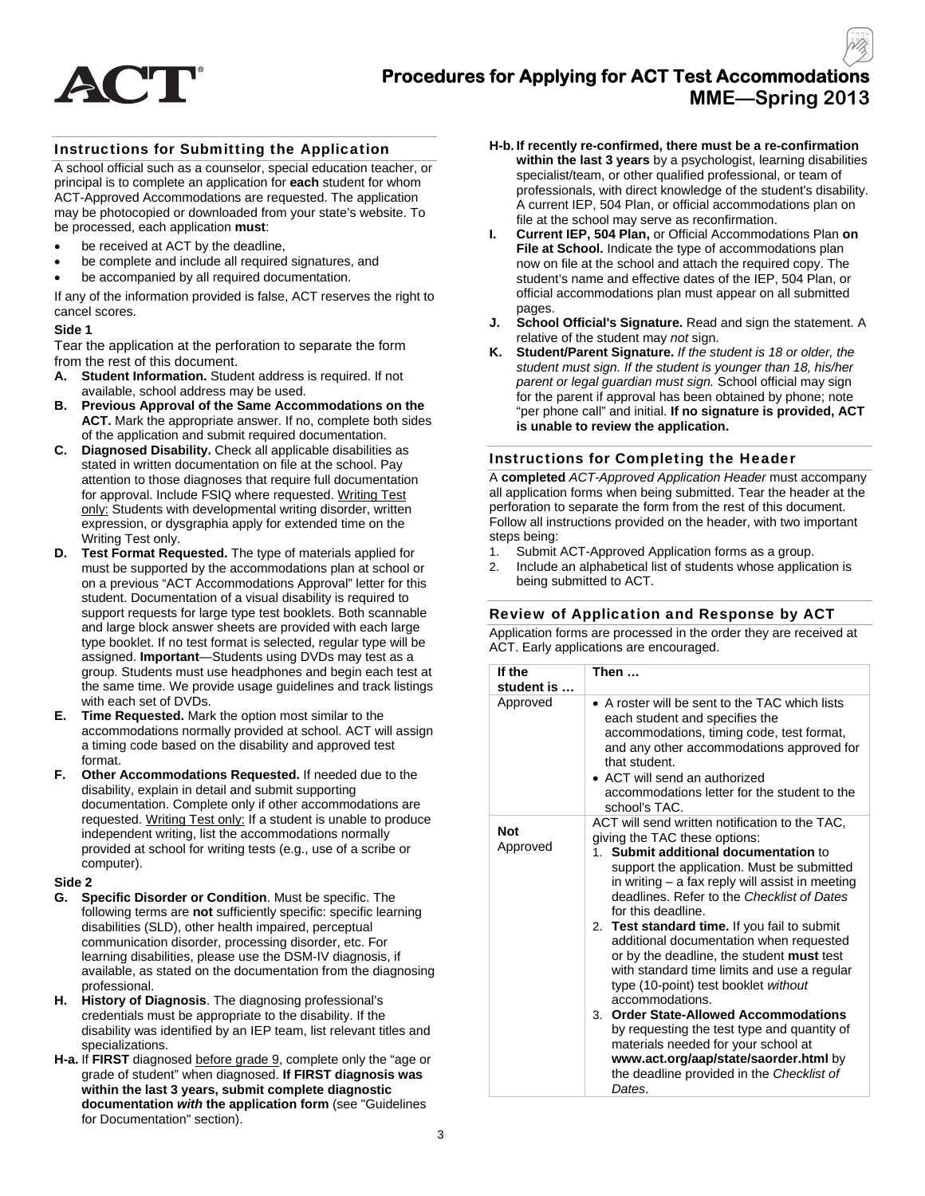# Procedures for Applying for ACT Test Accommodations MME—Spring 2013

## Instructions for Submitting the Application

A school official such as a counselor, special education teacher, or principal is to complete an application for **each** student for whom ACT-Approved Accommodations are requested. The application may be photocopied or downloaded from your state's website. To be processed, each application **must**:

- be received at ACT by the deadline,
- be complete and include all required signatures, and
- be accompanied by all required documentation.

If any of the information provided is false, ACT reserves the right to cancel scores.

**Side 1**

Tear the application at the perforation to separate the form from the rest of this document.

**A. Student Information.** Student address is required. If not available, school address may be used.

**B. Previous Approval of the Same Accommodations on the ACT.** Mark the appropriate answer. If no, complete both sides of the application and submit required documentation.

**C. Diagnosed Disability.** Check all applicable disabilities as stated in written documentation on file at the school. Pay attention to those diagnoses that require full documentation for approval. Include FSIQ where requested. Writing Test only: Students with developmental writing disorder, written expression, or dysgraphia apply for extended time on the Writing Test only.

**D. Test Format Requested.** The type of materials applied for must be supported by the accommodations plan at school or on a previous "ACT Accommodations Approval" letter for this student. Documentation of a visual disability is required to support requests for large type test booklets. Both scannable and large block answer sheets are provided with each large type booklet. If no test format is selected, regular type will be assigned. **Important**—Students using DVDs may test as a group. Students must use headphones and begin each test at the same time. We provide usage guidelines and track listings with each set of DVDs.

**E. Time Requested.** Mark the option most similar to the accommodations normally provided at school. ACT will assign a timing code based on the disability and approved test format.

**F. Other Accommodations Requested.** If needed due to the disability, explain in detail and submit supporting documentation. Complete only if other accommodations are requested. Writing Test only: If a student is unable to produce independent writing, list the accommodations normally provided at school for writing tests (e.g., use of a scribe or computer).

**Side 2**

**G. Specific Disorder or Condition**. Must be specific. The following terms are **not** sufficiently specific: specific learning disabilities (SLD), other health impaired, perceptual communication disorder, processing disorder, etc. For learning disabilities, please use the DSM-IV diagnosis, if available, as stated on the documentation from the diagnosing professional.

**H. History of Diagnosis**. The diagnosing professional's credentials must be appropriate to the disability. If the disability was identified by an IEP team, list relevant titles and specializations.

**H-a.** If **FIRST** diagnosed before grade 9, complete only the "age or grade of student" when diagnosed. **If FIRST diagnosis was within the last 3 years, submit complete diagnostic documentation *with* the application form** (see "Guidelines for Documentation" section).

**H-b. If recently re-confirmed, there must be a re-confirmation within the last 3 years** by a psychologist, learning disabilities specialist/team, or other qualified professional, or team of professionals, with direct knowledge of the student's disability. A current IEP, 504 Plan, or official accommodations plan on file at the school may serve as reconfirmation.

**I. Current IEP, 504 Plan,** or Official Accommodations Plan **on File at School.** Indicate the type of accommodations plan now on file at the school and attach the required copy. The student's name and effective dates of the IEP, 504 Plan, or official accommodations plan must appear on all submitted pages.

**J. School Official's Signature.** Read and sign the statement. A relative of the student may *not* sign.

**K. Student/Parent Signature.** *If the student is 18 or older, the student must sign. If the student is younger than 18, his/her parent or legal guardian must sign.* School official may sign for the parent if approval has been obtained by phone; note "per phone call" and initial. **If no signature is provided, ACT is unable to review the application.**

## Instructions for Completing the Header

A **completed** *ACT-Approved Application Header* must accompany all application forms when being submitted. Tear the header at the perforation to separate the form from the rest of this document. Follow all instructions provided on the header, with two important steps being:

1. Submit ACT-Approved Application forms as a group.
2. Include an alphabetical list of students whose application is being submitted to ACT.

## Review of Application and Response by ACT

Application forms are processed in the order they are received at ACT. Early applications are encouraged.

| If the student is … | Then … |
|---|---|
| Approved | • A roster will be sent to the TAC which lists each student and specifies the accommodations, timing code, test format, and any other accommodations approved for that student.<br>• ACT will send an authorized accommodations letter for the student to the school's TAC. |
| **Not** Approved | ACT will send written notification to the TAC, giving the TAC these options:<br>1. **Submit additional documentation** to support the application. Must be submitted in writing – a fax reply will assist in meeting deadlines. Refer to the *Checklist of Dates* for this deadline.<br>2. **Test standard time.** If you fail to submit additional documentation when requested or by the deadline, the student **must** test with standard time limits and use a regular type (10-point) test booklet *without* accommodations.<br>3. **Order State-Allowed Accommodations** by requesting the test type and quantity of materials needed for your school at **www.act.org/aap/state/saorder.html** by the deadline provided in the *Checklist of Dates*. |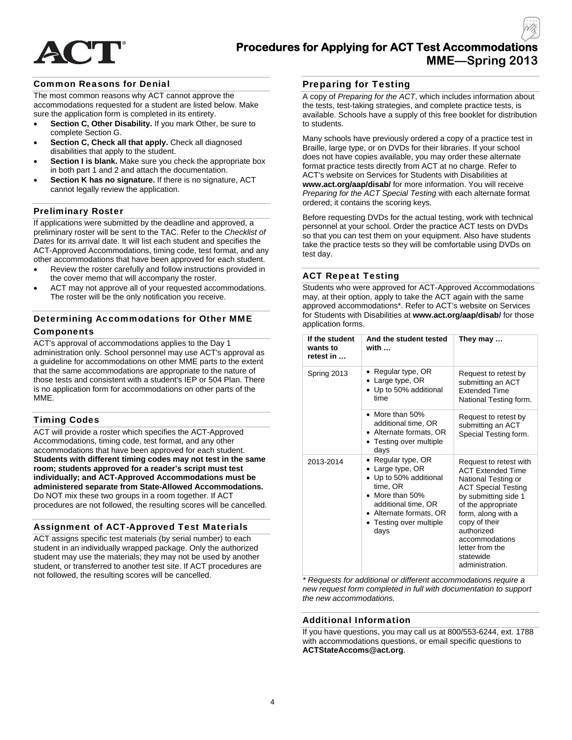# Procedures for Applying for ACT Test Accommodations MME—Spring 2013

## Common Reasons for Denial

The most common reasons why ACT cannot approve the accommodations requested for a student are listed below. Make sure the application form is completed in its entirety.

- **Section C, Other Disability.** If you mark Other, be sure to complete Section G.
- **Section C, Check all that apply.** Check all diagnosed disabilities that apply to the student.
- **Section I is blank.** Make sure you check the appropriate box in both part 1 and 2 and attach the documentation.
- **Section K has no signature.** If there is no signature, ACT cannot legally review the application.

## Preliminary Roster

If applications were submitted by the deadline and approved, a preliminary roster will be sent to the TAC. Refer to the *Checklist of Dates* for its arrival date. It will list each student and specifies the ACT-Approved Accommodations, timing code, test format, and any other accommodations that have been approved for each student.

- Review the roster carefully and follow instructions provided in the cover memo that will accompany the roster.
- ACT may not approve all of your requested accommodations. The roster will be the only notification you receive.

## Determining Accommodations for Other MME Components

ACT's approval of accommodations applies to the Day 1 administration only. School personnel may use ACT's approval as a guideline for accommodations on other MME parts to the extent that the same accommodations are appropriate to the nature of those tests and consistent with a student's IEP or 504 Plan. There is no application form for accommodations on other parts of the MME.

## Timing Codes

ACT will provide a roster which specifies the ACT-Approved Accommodations, timing code, test format, and any other accommodations that have been approved for each student. **Students with different timing codes may not test in the same room; students approved for a reader's script must test individually; and ACT-Approved Accommodations must be administered separate from State-Allowed Accommodations.** Do NOT mix these two groups in a room together. If ACT procedures are not followed, the resulting scores will be cancelled.

## Assignment of ACT-Approved Test Materials

ACT assigns specific test materials (by serial number) to each student in an individually wrapped package. Only the authorized student may use the materials; they may not be used by another student, or transferred to another test site. If ACT procedures are not followed, the resulting scores will be cancelled.

## Preparing for Testing

A copy of *Preparing for the ACT*, which includes information about the tests, test-taking strategies, and complete practice tests, is available. Schools have a supply of this free booklet for distribution to students.

Many schools have previously ordered a copy of a practice test in Braille, large type, or on DVDs for their libraries. If your school does not have copies available, you may order these alternate format practice tests directly from ACT at no charge. Refer to ACT's website on Services for Students with Disabilities at **www.act.org/aap/disab/** for more information. You will receive *Preparing for the ACT Special Testing* with each alternate format ordered; it contains the scoring keys.

Before requesting DVDs for the actual testing, work with technical personnel at your school. Order the practice ACT tests on DVDs so that you can test them on your equipment. Also have students take the practice tests so they will be comfortable using DVDs on test day.

## ACT Repeat Testing

Students who were approved for ACT-Approved Accommodations may, at their option, apply to take the ACT again with the same approved accommodations*. Refer to ACT's website on Services for Students with Disabilities at **www.act.org/aap/disab/** for those application forms.

| If the student wants to retest in … | And the student tested with … | They may … |
|---|---|---|
| Spring 2013 | • Regular type, OR<br>• Large type, OR<br>• Up to 50% additional time | Request to retest by submitting an ACT Extended Time National Testing form. |
| | • More than 50% additional time, OR<br>• Alternate formats, OR<br>• Testing over multiple days | Request to retest by submitting an ACT Special Testing form. |
| 2013-2014 | • Regular type, OR<br>• Large type, OR<br>• Up to 50% additional time, OR<br>• More than 50% additional time, OR<br>• Alternate formats, OR<br>• Testing over multiple days | Request to retest with ACT Extended Time National Testing or ACT Special Testing by submitting side 1 of the appropriate form, along with a copy of their authorized accommodations letter from the statewide administration. |

*\* Requests for additional or different accommodations require a new request form completed in full with documentation to support the new accommodations.*

## Additional Information

If you have questions, you may call us at 800/553-6244, ext. 1788 with accommodations questions, or email specific questions to **ACTStateAccoms@act.org**.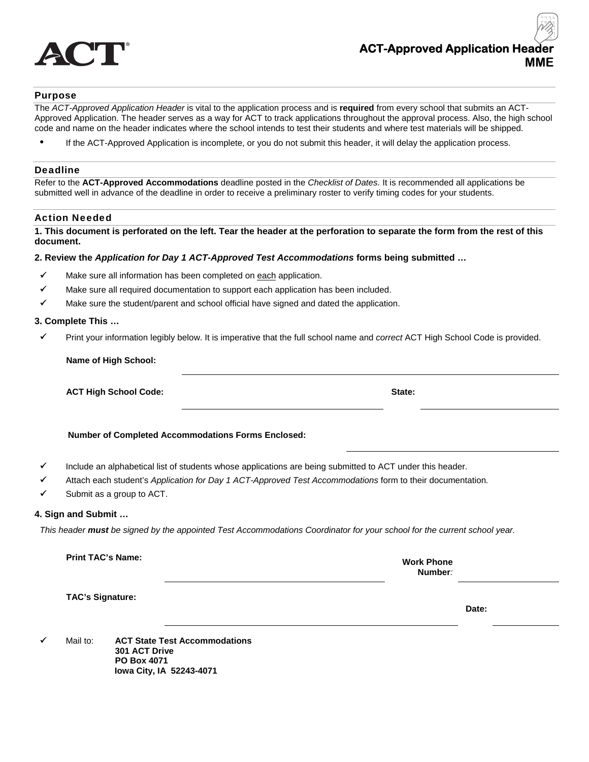ACT

# ACT-Approved Application Header
# MME

## Purpose

The *ACT-Approved Application Header* is vital to the application process and is **required** from every school that submits an ACT-Approved Application. The header serves as a way for ACT to track applications throughout the approval process. Also, the high school code and name on the header indicates where the school intends to test their students and where test materials will be shipped.

- If the ACT-Approved Application is incomplete, or you do not submit this header, it will delay the application process.

## Deadline

Refer to the **ACT-Approved Accommodations** deadline posted in the *Checklist of Dates.* It is recommended all applications be submitted well in advance of the deadline in order to receive a preliminary roster to verify timing codes for your students.

## Action Needed

**1. This document is perforated on the left. Tear the header at the perforation to separate the form from the rest of this document.**

**2. Review the *Application for Day 1 ACT-Approved Test Accommodations* forms being submitted …**

- ✓ Make sure all information has been completed on <u>each</u> application.
- ✓ Make sure all required documentation to support each application has been included.
- ✓ Make sure the student/parent and school official have signed and dated the application.

**3. Complete This …**

- ✓ Print your information legibly below. It is imperative that the full school name and *correct* ACT High School Code is provided.

**Name of High School:** ______________________________

**ACT High School Code:** ______________________ **State:** ______________

**Number of Completed Accommodations Forms Enclosed:** ______________

- ✓ Include an alphabetical list of students whose applications are being submitted to ACT under this header.
- ✓ Attach each student's *Application for Day 1 ACT-Approved Test Accommodations* form to their documentation.
- ✓ Submit as a group to ACT.

**4. Sign and Submit …**

*This header **must** be signed by the appointed Test Accommodations Coordinator for your school for the current school year.*

**Print TAC's Name:** ______________________ **Work Phone Number:** ______________

**TAC's Signature:** ______________________ **Date:** ______________

- ✓ Mail to: **ACT State Test Accommodations**
  **301 ACT Drive**
  **PO Box 4071**
  **Iowa City, IA 52243-4071**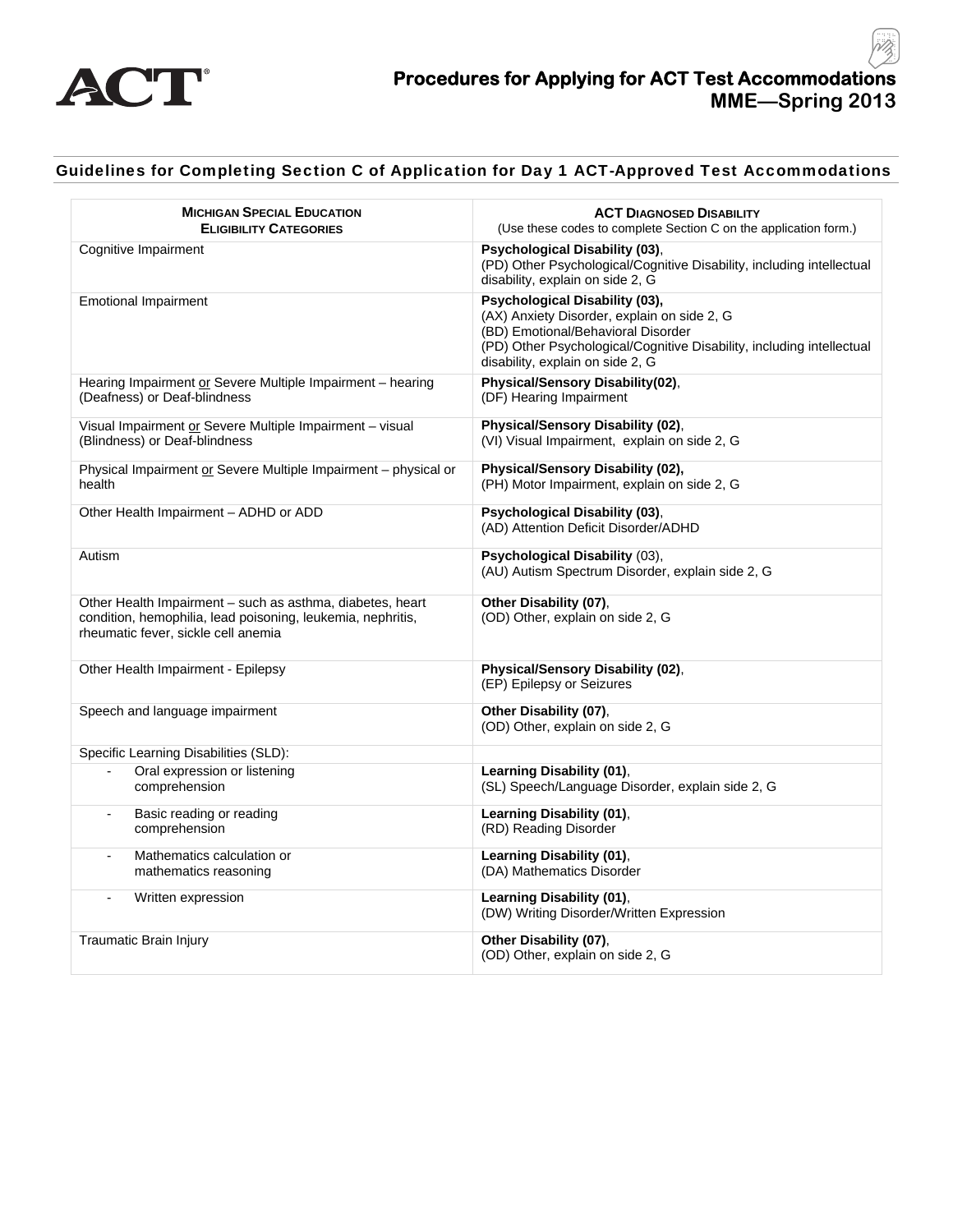# Procedures for Applying for ACT Test Accommodations
## MME—Spring 2013

### Guidelines for Completing Section C of Application for Day 1 ACT-Approved Test Accommodations

| MICHIGAN SPECIAL EDUCATION ELIGIBILITY CATEGORIES | ACT DIAGNOSED DISABILITY (Use these codes to complete Section C on the application form.) |
|---|---|
| Cognitive Impairment | **Psychological Disability (03)**, (PD) Other Psychological/Cognitive Disability, including intellectual disability, explain on side 2, G |
| Emotional Impairment | **Psychological Disability (03),** (AX) Anxiety Disorder, explain on side 2, G (BD) Emotional/Behavioral Disorder (PD) Other Psychological/Cognitive Disability, including intellectual disability, explain on side 2, G |
| Hearing Impairment or Severe Multiple Impairment – hearing (Deafness) or Deaf-blindness | **Physical/Sensory Disability(02)**, (DF) Hearing Impairment |
| Visual Impairment or Severe Multiple Impairment – visual (Blindness) or Deaf-blindness | **Physical/Sensory Disability (02)**, (VI) Visual Impairment, explain on side 2, G |
| Physical Impairment or Severe Multiple Impairment – physical or health | **Physical/Sensory Disability (02),** (PH) Motor Impairment, explain on side 2, G |
| Other Health Impairment – ADHD or ADD | **Psychological Disability (03)**, (AD) Attention Deficit Disorder/ADHD |
| Autism | **Psychological Disability** (03), (AU) Autism Spectrum Disorder, explain side 2, G |
| Other Health Impairment – such as asthma, diabetes, heart condition, hemophilia, lead poisoning, leukemia, nephritis, rheumatic fever, sickle cell anemia | **Other Disability (07)**, (OD) Other, explain on side 2, G |
| Other Health Impairment - Epilepsy | **Physical/Sensory Disability (02)**, (EP) Epilepsy or Seizures |
| Speech and language impairment | **Other Disability (07)**, (OD) Other, explain on side 2, G |
| Specific Learning Disabilities (SLD): | |
| - Oral expression or listening comprehension | **Learning Disability (01)**, (SL) Speech/Language Disorder, explain side 2, G |
| - Basic reading or reading comprehension | **Learning Disability (01)**, (RD) Reading Disorder |
| - Mathematics calculation or mathematics reasoning | **Learning Disability (01)**, (DA) Mathematics Disorder |
| - Written expression | **Learning Disability (01)**, (DW) Writing Disorder/Written Expression |
| Traumatic Brain Injury | **Other Disability (07)**, (OD) Other, explain on side 2, G |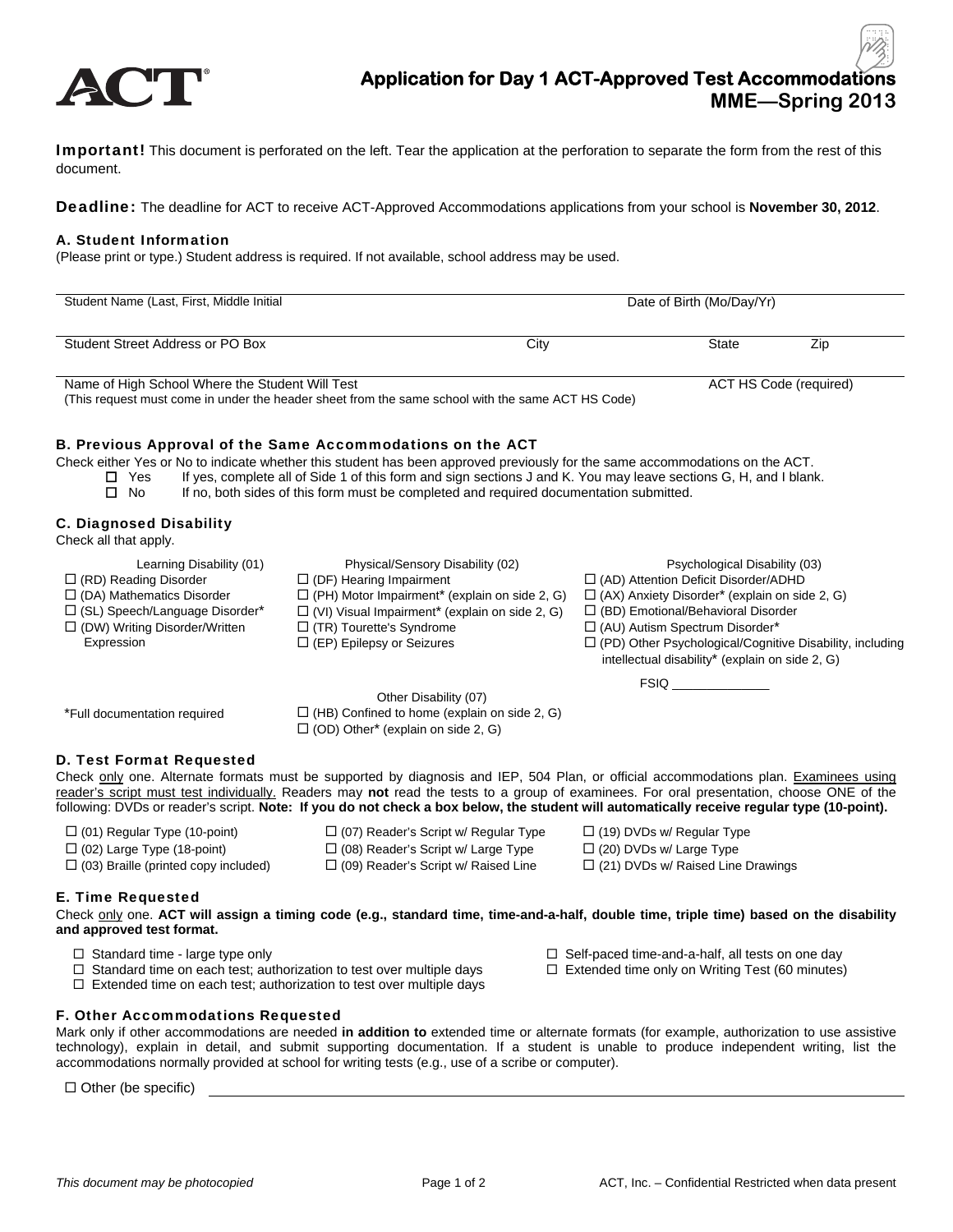# Application for Day 1 ACT-Approved Test Accommodations MME—Spring 2013

**Important!** This document is perforated on the left. Tear the application at the perforation to separate the form from the rest of this document.

**Deadline:** The deadline for ACT to receive ACT-Approved Accommodations applications from your school is **November 30, 2012**.

### A. Student Information

(Please print or type.) Student address is required. If not available, school address may be used.

Student Name (Last, First, Middle Initial) ________________ Date of Birth (Mo/Day/Yr) ________________

Student Street Address or PO Box ________________ City ________________ State ________ Zip ________

Name of High School Where the Student Will Test ________________ ACT HS Code (required) ________________

(This request must come in under the header sheet from the same school with the same ACT HS Code)

### B. Previous Approval of the Same Accommodations on the ACT

Check either Yes or No to indicate whether this student has been approved previously for the same accommodations on the ACT.

- ☐ Yes — If yes, complete all of Side 1 of this form and sign sections J and K. You may leave sections G, H, and I blank.
- ☐ No — If no, both sides of this form must be completed and required documentation submitted.

### C. Diagnosed Disability

Check all that apply.

Learning Disability (01)
- ☐ (RD) Reading Disorder
- ☐ (DA) Mathematics Disorder
- ☐ (SL) Speech/Language Disorder*
- ☐ (DW) Writing Disorder/Written Expression

Physical/Sensory Disability (02)
- ☐ (DF) Hearing Impairment
- ☐ (PH) Motor Impairment* (explain on side 2, G)
- ☐ (VI) Visual Impairment* (explain on side 2, G)
- ☐ (TR) Tourette's Syndrome
- ☐ (EP) Epilepsy or Seizures

Psychological Disability (03)
- ☐ (AD) Attention Deficit Disorder/ADHD
- ☐ (AX) Anxiety Disorder* (explain on side 2, G)
- ☐ (BD) Emotional/Behavioral Disorder
- ☐ (AU) Autism Spectrum Disorder*
- ☐ (PD) Other Psychological/Cognitive Disability, including intellectual disability* (explain on side 2, G)

FSIQ ______________

Other Disability (07)
- ☐ (HB) Confined to home (explain on side 2, G)
- ☐ (OD) Other* (explain on side 2, G)

*Full documentation required

### D. Test Format Requested

Check only one. Alternate formats must be supported by diagnosis and IEP, 504 Plan, or official accommodations plan. Examinees using reader's script must test individually. Readers may **not** read the tests to a group of examinees. For oral presentation, choose ONE of the following: DVDs or reader's script. **Note: If you do not check a box below, the student will automatically receive regular type (10-point).**

- ☐ (01) Regular Type (10-point)
- ☐ (02) Large Type (18-point)
- ☐ (03) Braille (printed copy included)
- ☐ (07) Reader's Script w/ Regular Type
- ☐ (08) Reader's Script w/ Large Type
- ☐ (09) Reader's Script w/ Raised Line
- ☐ (19) DVDs w/ Regular Type
- ☐ (20) DVDs w/ Large Type
- ☐ (21) DVDs w/ Raised Line Drawings

### E. Time Requested

Check only one. **ACT will assign a timing code (e.g., standard time, time-and-a-half, double time, triple time) based on the disability and approved test format.**

- ☐ Standard time - large type only
- ☐ Standard time on each test; authorization to test over multiple days
- ☐ Extended time on each test; authorization to test over multiple days
- ☐ Self-paced time-and-a-half, all tests on one day
- ☐ Extended time only on Writing Test (60 minutes)

### F. Other Accommodations Requested

Mark only if other accommodations are needed **in addition to** extended time or alternate formats (for example, authorization to use assistive technology), explain in detail, and submit supporting documentation. If a student is unable to produce independent writing, list the accommodations normally provided at school for writing tests (e.g., use of a scribe or computer).

☐ Other (be specific) ________________________________

*This document may be photocopied*

ACT, Inc. – Confidential Restricted when data present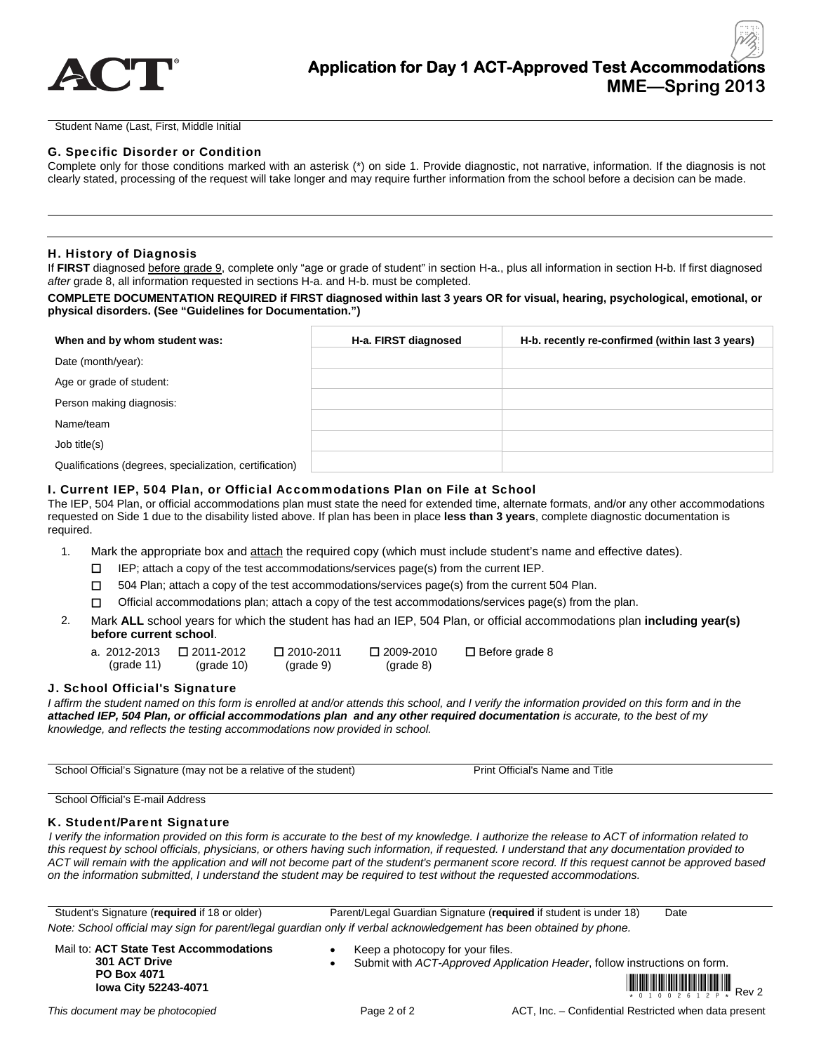# Application for Day 1 ACT-Approved Test Accommodations
## MME—Spring 2013

Student Name (Last, First, Middle Initial

### G. Specific Disorder or Condition

Complete only for those conditions marked with an asterisk (*) on side 1. Provide diagnostic, not narrative, information. If the diagnosis is not clearly stated, processing of the request will take longer and may require further information from the school before a decision can be made.

### H. History of Diagnosis

If **FIRST** diagnosed before grade 9, complete only "age or grade of student" in section H-a., plus all information in section H-b. If first diagnosed *after* grade 8, all information requested in sections H-a. and H-b. must be completed.

**COMPLETE DOCUMENTATION REQUIRED if FIRST diagnosed within last 3 years OR for visual, hearing, psychological, emotional, or physical disorders. (See "Guidelines for Documentation.")**

| When and by whom student was: | H-a. FIRST diagnosed | H-b. recently re-confirmed (within last 3 years) |
|---|---|---|
| Date (month/year): | | |
| Age or grade of student: | | |
| Person making diagnosis: | | |
| Name/team | | |
| Job title(s) | | |
| Qualifications (degrees, specialization, certification) | | |

### I. Current IEP, 504 Plan, or Official Accommodations Plan on File at School

The IEP, 504 Plan, or official accommodations plan must state the need for extended time, alternate formats, and/or any other accommodations requested on Side 1 due to the disability listed above. If plan has been in place **less than 3 years**, complete diagnostic documentation is required.

1. Mark the appropriate box and attach the required copy (which must include student's name and effective dates).
   - ☐ IEP; attach a copy of the test accommodations/services page(s) from the current IEP.
   - ☐ 504 Plan; attach a copy of the test accommodations/services page(s) from the current 504 Plan.
   - ☐ Official accommodations plan; attach a copy of the test accommodations/services page(s) from the plan.
2. Mark **ALL** school years for which the student has had an IEP, 504 Plan, or official accommodations plan **including year(s) before current school**.

   a. 2012-2013 (grade 11) ☐ 2011-2012 (grade 10) ☐ 2010-2011 (grade 9) ☐ 2009-2010 (grade 8) ☐ Before grade 8

### J. School Official's Signature

*I affirm the student named on this form is enrolled at and/or attends this school, and I verify the information provided on this form and in the* ***attached IEP, 504 Plan, or official accommodations plan and any other required documentation*** *is accurate, to the best of my knowledge, and reflects the testing accommodations now provided in school.*

School Official's Signature (may not be a relative of the student) Print Official's Name and Title

School Official's E-mail Address

### K. Student/Parent Signature

*I verify the information provided on this form is accurate to the best of my knowledge. I authorize the release to ACT of information related to this request by school officials, physicians, or others having such information, if requested. I understand that any documentation provided to ACT will remain with the application and will not become part of the student's permanent score record. If this request cannot be approved based on the information submitted, I understand the student may be required to test without the requested accommodations.*

Student's Signature (**required** if 18 or older) Parent/Legal Guardian Signature (**required** if student is under 18) Date

*Note: School official may sign for parent/legal guardian only if verbal acknowledgement has been obtained by phone.*

Mail to: **ACT State Test Accommodations**
**301 ACT Drive**
**PO Box 4071**
**Iowa City 52243-4071**

- Keep a photocopy for your files.
- Submit with *ACT-Approved Application Header*, follow instructions on form.

*0100261 2P* Rev 2

*This document may be photocopied*

ACT, Inc. – Confidential Restricted when data present